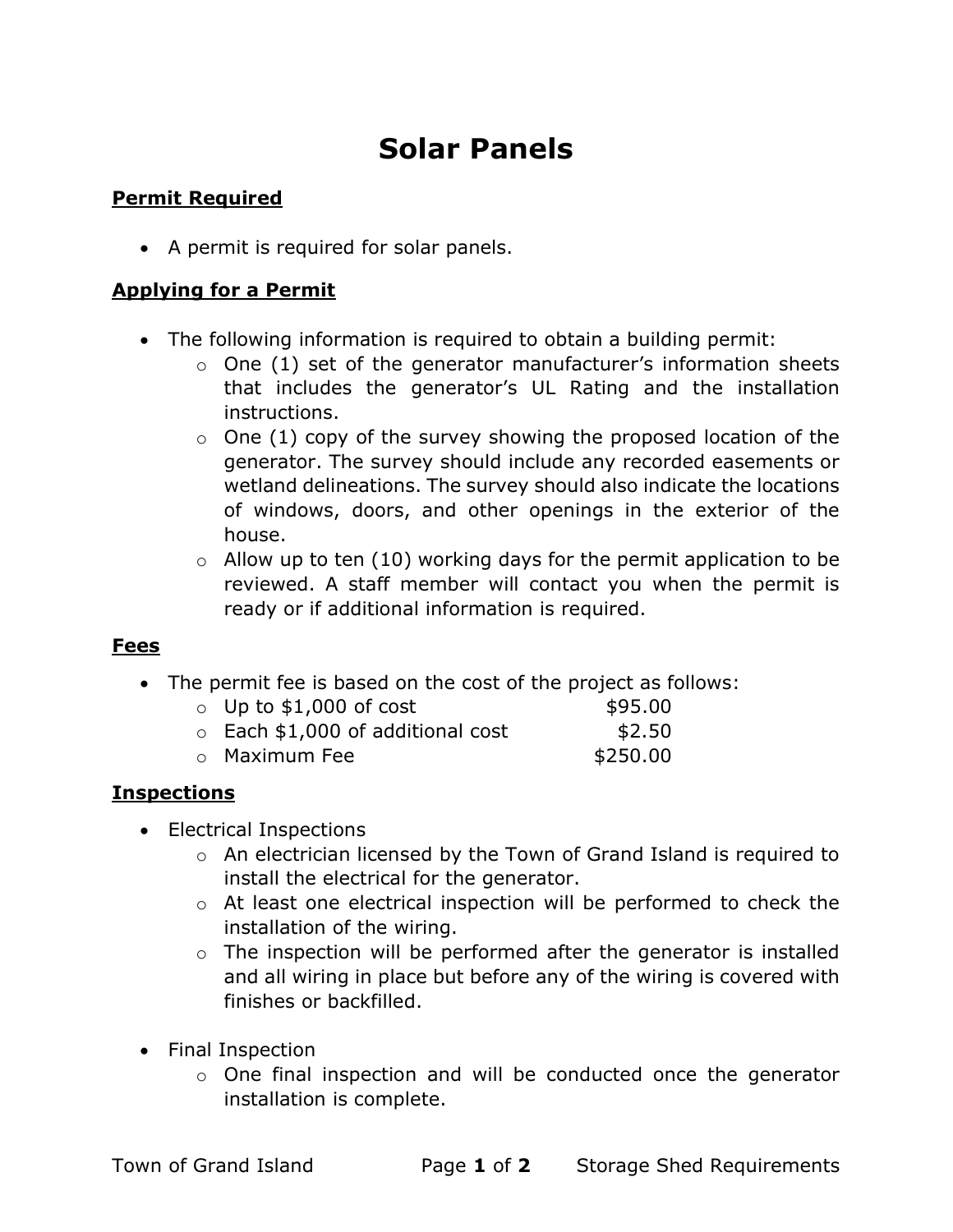# Solar Panels

## Permit Required

- A permit is required for solar panels.

## Applying for a Permit

- The following information is required to obtain a building permit:
  - One (1) set of the generator manufacturer's information sheets that includes the generator's UL Rating and the installation instructions.
  - One (1) copy of the survey showing the proposed location of the generator. The survey should include any recorded easements or wetland delineations. The survey should also indicate the locations of windows, doors, and other openings in the exterior of the house.
  - Allow up to ten (10) working days for the permit application to be reviewed. A staff member will contact you when the permit is ready or if additional information is required.

## Fees

- The permit fee is based on the cost of the project as follows:
  - Up to $1,000 of cost $95.00
  - Each $1,000 of additional cost $2.50
  - Maximum Fee $250.00

## Inspections

- Electrical Inspections
  - An electrician licensed by the Town of Grand Island is required to install the electrical for the generator.
  - At least one electrical inspection will be performed to check the installation of the wiring.
  - The inspection will be performed after the generator is installed and all wiring in place but before any of the wiring is covered with finishes or backfilled.

- Final Inspection
  - One final inspection and will be conducted once the generator installation is complete.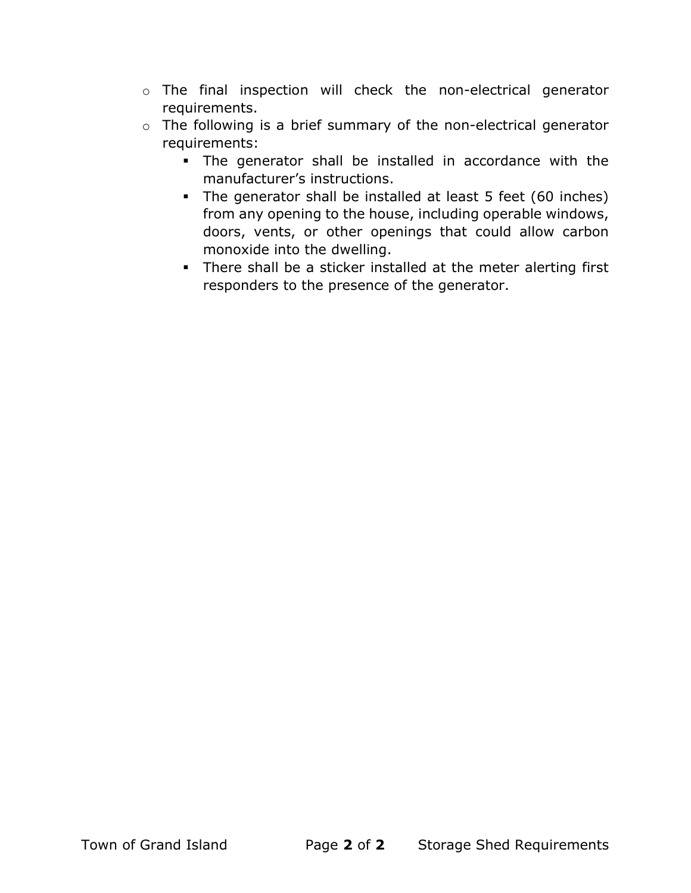- The final inspection will check the non-electrical generator requirements.
- The following is a brief summary of the non-electrical generator requirements:
  - The generator shall be installed in accordance with the manufacturer's instructions.
  - The generator shall be installed at least 5 feet (60 inches) from any opening to the house, including operable windows, doors, vents, or other openings that could allow carbon monoxide into the dwelling.
  - There shall be a sticker installed at the meter alerting first responders to the presence of the generator.